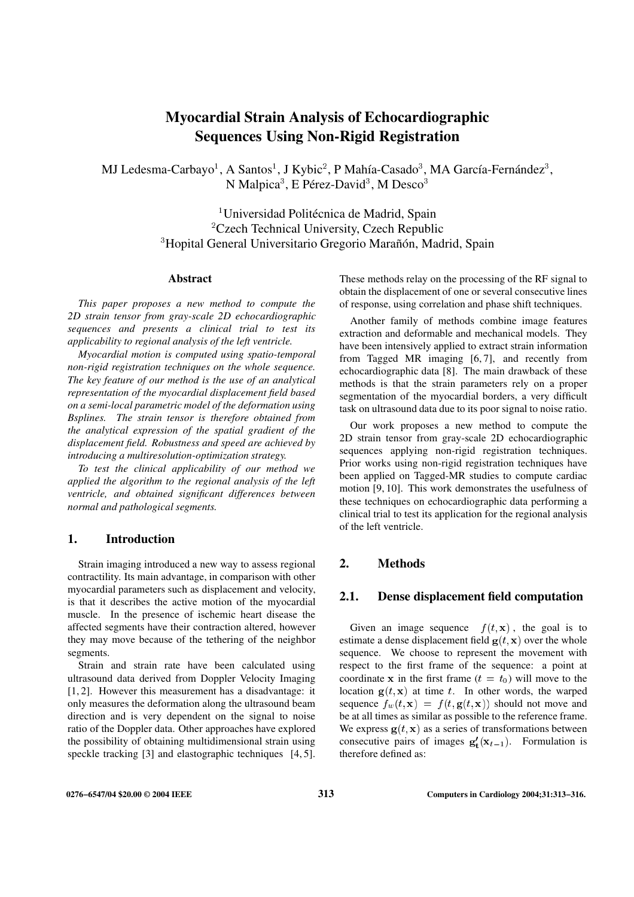# Myocardial Strain Analysis of Echocardiographic Sequences Using Non-Rigid Registration

MJ Ledesma-Carbayo[1], A Santos[1], J Kybic[2], P Mahía-Casado[3], MA García-Fernández[3], N Malpica[3], E Pérez-David[3], M Desco[3]

[1]Universidad Politécnica de Madrid, Spain
[2]Czech Technical University, Czech Republic
[3]Hopital General Universitario Gregorio Marañón, Madrid, Spain

## Abstract

*This paper proposes a new method to compute the 2D strain tensor from gray-scale 2D echocardiographic sequences and presents a clinical trial to test its applicability to regional analysis of the left ventricle.*

*Myocardial motion is computed using spatio-temporal non-rigid registration techniques on the whole sequence. The key feature of our method is the use of an analytical representation of the myocardial displacement field based on a semi-local parametric model of the deformation using Bsplines. The strain tensor is therefore obtained from the analytical expression of the spatial gradient of the displacement field. Robustness and speed are achieved by introducing a multiresolution-optimization strategy.*

*To test the clinical applicability of our method we applied the algorithm to the regional analysis of the left ventricle, and obtained significant differences between normal and pathological segments.*

## 1. Introduction

Strain imaging introduced a new way to assess regional contractility. Its main advantage, in comparison with other myocardial parameters such as displacement and velocity, is that it describes the active motion of the myocardial muscle. In the presence of ischemic heart disease the affected segments have their contraction altered, however they may move because of the tethering of the neighbor segments.

Strain and strain rate have been calculated using ultrasound data derived from Doppler Velocity Imaging [1, 2]. However this measurement has a disadvantage: it only measures the deformation along the ultrasound beam direction and is very dependent on the signal to noise ratio of the Doppler data. Other approaches have explored the possibility of obtaining multidimensional strain using speckle tracking [3] and elastographic techniques [4, 5]. These methods relay on the processing of the RF signal to obtain the displacement of one or several consecutive lines of response, using correlation and phase shift techniques.

Another family of methods combine image features extraction and deformable and mechanical models. They have been intensively applied to extract strain information from Tagged MR imaging [6, 7], and recently from echocardiographic data [8]. The main drawback of these methods is that the strain parameters rely on a proper segmentation of the myocardial borders, a very difficult task on ultrasound data due to its poor signal to noise ratio.

Our work proposes a new method to compute the 2D strain tensor from gray-scale 2D echocardiographic sequences applying non-rigid registration techniques. Prior works using non-rigid registration techniques have been applied on Tagged-MR studies to compute cardiac motion [9, 10]. This work demonstrates the usefulness of these techniques on echocardiographic data performing a clinical trial to test its application for the regional analysis of the left ventricle.

## 2. Methods

### 2.1. Dense displacement field computation

Given an image sequence $f(t, \mathbf{x})$, the goal is to estimate a dense displacement field $\mathbf{g}(t, \mathbf{x})$ over the whole sequence. We choose to represent the movement with respect to the first frame of the sequence: a point at coordinate $\mathbf{x}$ in the first frame ($t = t_0$) will move to the location $\mathbf{g}(t, \mathbf{x})$ at time $t$. In other words, the warped sequence $f_w(t, \mathbf{x}) = f(t, \mathbf{g}(t, \mathbf{x}))$ should not move and be at all times as similar as possible to the reference frame. We express $\mathbf{g}(t, \mathbf{x})$ as a series of transformations between consecutive pairs of images $\mathbf{g}'_{\mathbf{t}}(\mathbf{x}_{t-1})$. Formulation is therefore defined as: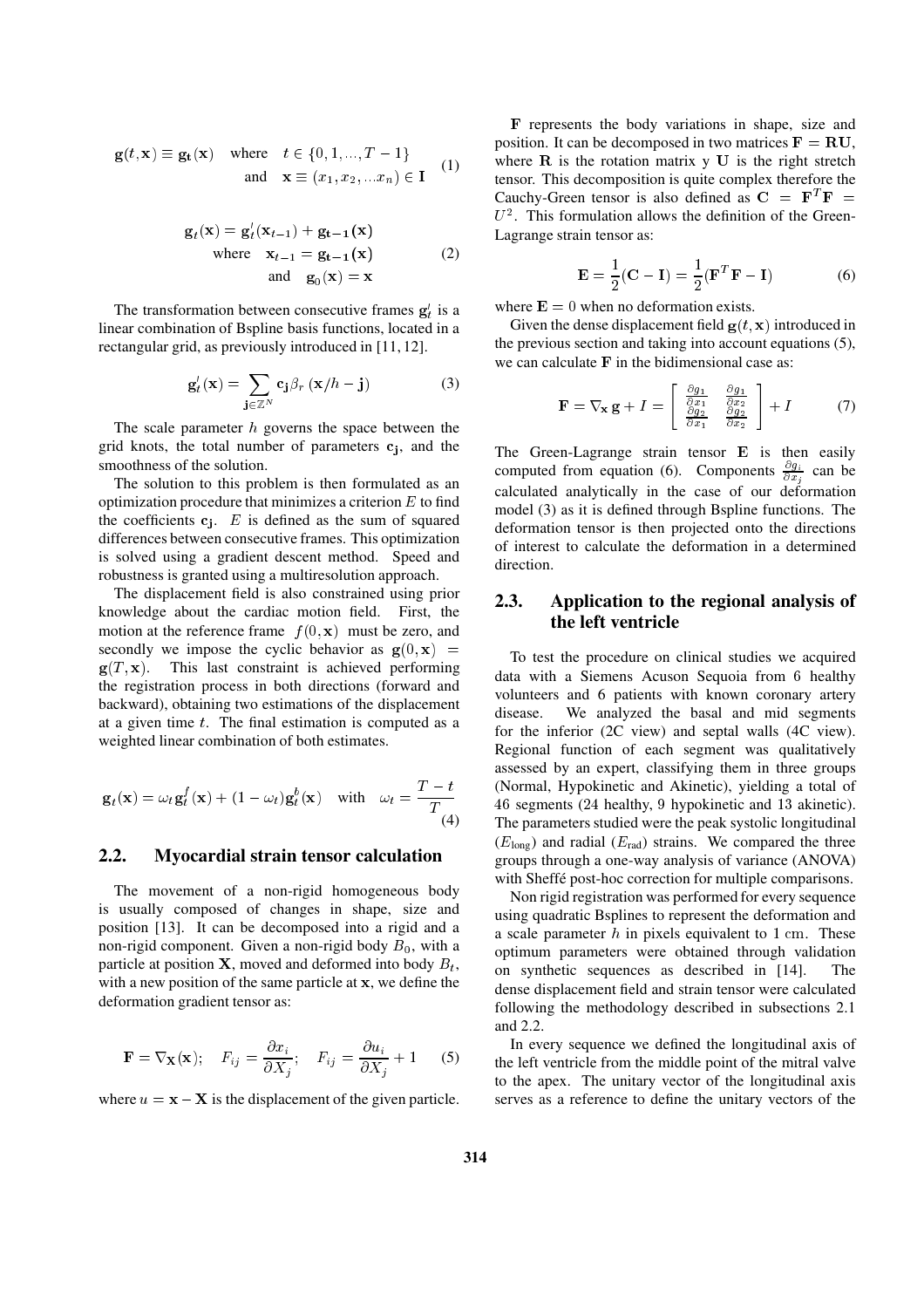$$\mathbf{g}(t, \mathbf{x}) \equiv \mathbf{g_t}(\mathbf{x}) \quad \text{where} \quad t \in \{0, 1, ..., T-1\} \quad \text{and} \quad \mathbf{x} \equiv (x_1, x_2, ... x_n) \in \mathbf{I} \tag{1}$$

$$\mathbf{g}_t(\mathbf{x}) = \mathbf{g}'_t(\mathbf{x}_{t-1}) + \mathbf{g_{t-1}}(\mathbf{x}) \quad \text{where} \quad \mathbf{x}_{t-1} = \mathbf{g_{t-1}}(\mathbf{x}) \quad \text{and} \quad \mathbf{g}_0(\mathbf{x}) = \mathbf{x} \tag{2}$$

The transformation between consecutive frames $\mathbf{g}'_t$ is a linear combination of Bspline basis functions, located in a rectangular grid, as previously introduced in [11, 12].

$$\mathbf{g}'_t(\mathbf{x}) = \sum_{\mathbf{j} \in \mathbb{Z}^N} \mathbf{c_j} \beta_r (\mathbf{x}/h - \mathbf{j}) \tag{3}$$

The scale parameter $h$ governs the space between the grid knots, the total number of parameters $\mathbf{c_j}$, and the smoothness of the solution.

The solution to this problem is then formulated as an optimization procedure that minimizes a criterion $E$ to find the coefficients $\mathbf{c_j}$. $E$ is defined as the sum of squared differences between consecutive frames. This optimization is solved using a gradient descent method. Speed and robustness is granted using a multiresolution approach.

The displacement field is also constrained using prior knowledge about the cardiac motion field. First, the motion at the reference frame $f(0, \mathbf{x})$ must be zero, and secondly we impose the cyclic behavior as $\mathbf{g}(0, \mathbf{x}) = \mathbf{g}(T, \mathbf{x})$. This last constraint is achieved performing the registration process in both directions (forward and backward), obtaining two estimations of the displacement at a given time $t$. The final estimation is computed as a weighted linear combination of both estimates.

$$\mathbf{g}_t(\mathbf{x}) = \omega_t \mathbf{g}^f_t(\mathbf{x}) + (1 - \omega_t)\mathbf{g}^b_t(\mathbf{x}) \quad \text{with} \quad \omega_t = \frac{T-t}{T} \tag{4}$$

## 2.2. Myocardial strain tensor calculation

The movement of a non-rigid homogeneous body is usually composed of changes in shape, size and position [13]. It can be decomposed into a rigid and a non-rigid component. Given a non-rigid body $B_0$, with a particle at position $\mathbf{X}$, moved and deformed into body $B_t$, with a new position of the same particle at $\mathbf{x}$, we define the deformation gradient tensor as:

$$\mathbf{F} = \nabla_{\mathbf{X}}(\mathbf{x}); \quad F_{ij} = \frac{\partial x_i}{\partial X_j}; \quad F_{ij} = \frac{\partial u_i}{\partial X_j} + 1 \tag{5}$$

where $u = \mathbf{x} - \mathbf{X}$ is the displacement of the given particle.

$\mathbf{F}$ represents the body variations in shape, size and position. It can be decomposed in two matrices $\mathbf{F} = \mathbf{RU}$, where $\mathbf{R}$ is the rotation matrix y $\mathbf{U}$ is the right stretch tensor. This decomposition is quite complex therefore the Cauchy-Green tensor is also defined as $\mathbf{C} = \mathbf{F}^T\mathbf{F} = U^2$. This formulation allows the definition of the Green-Lagrange strain tensor as:

$$\mathbf{E} = \frac{1}{2}(\mathbf{C} - \mathbf{I}) = \frac{1}{2}(\mathbf{F}^T\mathbf{F} - \mathbf{I}) \tag{6}$$

where $\mathbf{E} = 0$ when no deformation exists.

Given the dense displacement field $\mathbf{g}(t, \mathbf{x})$ introduced in the previous section and taking into account equations (5), we can calculate $\mathbf{F}$ in the bidimensional case as:

$$\mathbf{F} = \nabla_{\mathbf{x}}\, \mathbf{g} + I = \begin{bmatrix} \frac{\partial g_1}{\partial x_1} & \frac{\partial g_1}{\partial x_2} \\ \frac{\partial g_2}{\partial x_1} & \frac{\partial g_2}{\partial x_2} \end{bmatrix} + I \tag{7}$$

The Green-Lagrange strain tensor $\mathbf{E}$ is then easily computed from equation (6). Components $\frac{\partial g_i}{\partial x_j}$ can be calculated analytically in the case of our deformation model (3) as it is defined through Bspline functions. The deformation tensor is then projected onto the directions of interest to calculate the deformation in a determined direction.

## 2.3. Application to the regional analysis of the left ventricle

To test the procedure on clinical studies we acquired data with a Siemens Acuson Sequoia from 6 healthy volunteers and 6 patients with known coronary artery disease. We analyzed the basal and mid segments for the inferior (2C view) and septal walls (4C view). Regional function of each segment was qualitatively assessed by an expert, classifying them in three groups (Normal, Hypokinetic and Akinetic), yielding a total of 46 segments (24 healthy, 9 hypokinetic and 13 akinetic). The parameters studied were the peak systolic longitudinal ($E_{\text{long}}$) and radial ($E_{\text{rad}}$) strains. We compared the three groups through a one-way analysis of variance (ANOVA) with Sheffé post-hoc correction for multiple comparisons.

Non rigid registration was performed for every sequence using quadratic Bsplines to represent the deformation and a scale parameter $h$ in pixels equivalent to 1 cm. These optimum parameters were obtained through validation on synthetic sequences as described in [14]. The dense displacement field and strain tensor were calculated following the methodology described in subsections 2.1 and 2.2.

In every sequence we defined the longitudinal axis of the left ventricle from the middle point of the mitral valve to the apex. The unitary vector of the longitudinal axis serves as a reference to define the unitary vectors of the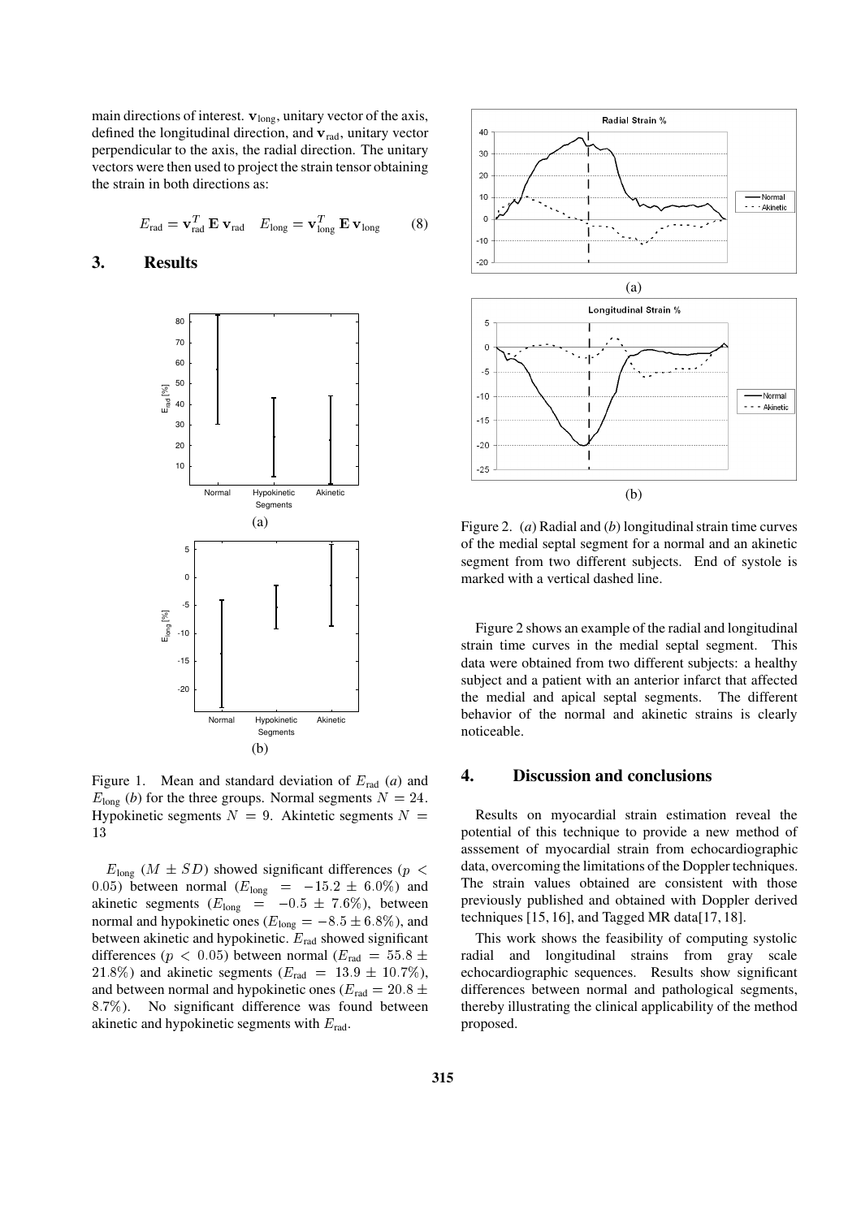main directions of interest. $\mathbf{v}_{\text{long}}$, unitary vector of the axis, defined the longitudinal direction, and $\mathbf{v}_{\text{rad}}$, unitary vector perpendicular to the axis, the radial direction. The unitary vectors were then used to project the strain tensor obtaining the strain in both directions as:

$$E_{\text{rad}} = \mathbf{v}_{\text{rad}}^T \, \mathbf{E} \, \mathbf{v}_{\text{rad}} \quad E_{\text{long}} = \mathbf{v}_{\text{long}}^T \, \mathbf{E} \, \mathbf{v}_{\text{long}} \tag{8}$$

## 3. Results

Figure 1. Mean and standard deviation of $E_{\text{rad}}$ (*a*) and $E_{\text{long}}$ (*b*) for the three groups. Normal segments $N = 24$. Hypokinetic segments $N = 9$. Akintetic segments $N = 13$

$E_{\text{long}}$ ($M \pm SD$) showed significant differences ($p < 0.05$) between normal ($E_{\text{long}} = -15.2 \pm 6.0\%$) and akinetic segments ($E_{\text{long}} = -0.5 \pm 7.6\%$), between normal and hypokinetic ones ($E_{\text{long}} = -8.5 \pm 6.8\%$), and between akinetic and hypokinetic. $E_{\text{rad}}$ showed significant differences ($p < 0.05$) between normal ($E_{\text{rad}} = 55.8 \pm 21.8\%$) and akinetic segments ($E_{\text{rad}} = 13.9 \pm 10.7\%$), and between normal and hypokinetic ones ($E_{\text{rad}} = 20.8 \pm 8.7\%$). No significant difference was found between akinetic and hypokinetic segments with $E_{\text{rad}}$.

Figure 2. (*a*) Radial and (*b*) longitudinal strain time curves of the medial septal segment for a normal and an akinetic segment from two different subjects. End of systole is marked with a vertical dashed line.

Figure 2 shows an example of the radial and longitudinal strain time curves in the medial septal segment. This data were obtained from two different subjects: a healthy subject and a patient with an anterior infarct that affected the medial and apical septal segments. The different behavior of the normal and akinetic strains is clearly noticeable.

## 4. Discussion and conclusions

Results on myocardial strain estimation reveal the potential of this technique to provide a new method of asssement of myocardial strain from echocardiographic data, overcoming the limitations of the Doppler techniques. The strain values obtained are consistent with those previously published and obtained with Doppler derived techniques [15, 16], and Tagged MR data[17, 18].

This work shows the feasibility of computing systolic radial and longitudinal strains from gray scale echocardiographic sequences. Results show significant differences between normal and pathological segments, thereby illustrating the clinical applicability of the method proposed.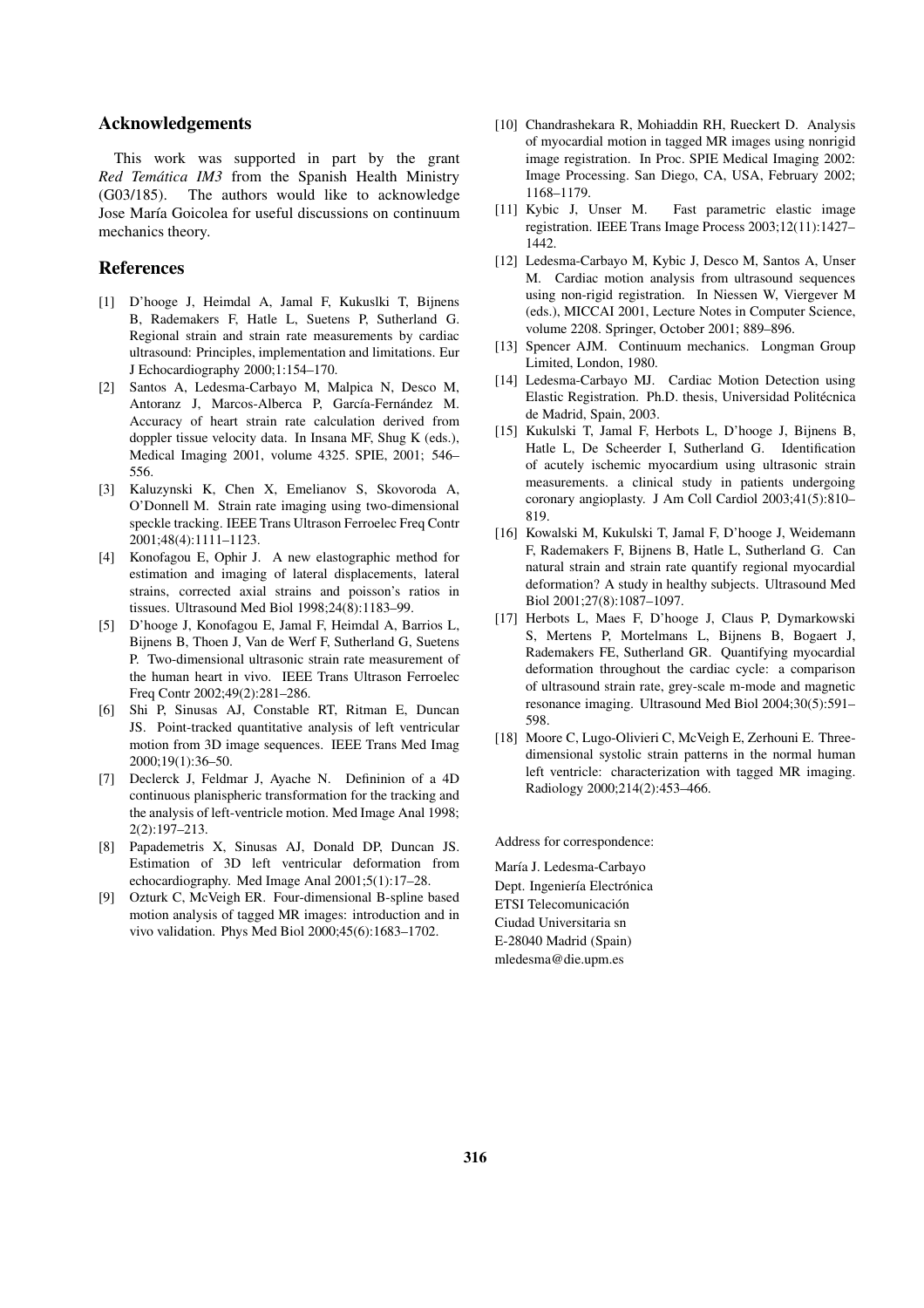## Acknowledgements

This work was supported in part by the grant *Red Temática IM3* from the Spanish Health Ministry (G03/185). The authors would like to acknowledge Jose María Goicolea for useful discussions on continuum mechanics theory.

## References

[1] D'hooge J, Heimdal A, Jamal F, Kukuslki T, Bijnens B, Rademakers F, Hatle L, Suetens P, Sutherland G. Regional strain and strain rate measurements by cardiac ultrasound: Principles, implementation and limitations. Eur J Echocardiography 2000;1:154–170.

[2] Santos A, Ledesma-Carbayo M, Malpica N, Desco M, Antoranz J, Marcos-Alberca P, García-Fernández M. Accuracy of heart strain rate calculation derived from doppler tissue velocity data. In Insana MF, Shug K (eds.), Medical Imaging 2001, volume 4325. SPIE, 2001; 546–556.

[3] Kaluzynski K, Chen X, Emelianov S, Skovoroda A, O'Donnell M. Strain rate imaging using two-dimensional speckle tracking. IEEE Trans Ultrason Ferroelec Freq Contr 2001;48(4):1111–1123.

[4] Konofagou E, Ophir J. A new elastographic method for estimation and imaging of lateral displacements, lateral strains, corrected axial strains and poisson's ratios in tissues. Ultrasound Med Biol 1998;24(8):1183–99.

[5] D'hooge J, Konofagou E, Jamal F, Heimdal A, Barrios L, Bijnens B, Thoen J, Van de Werf F, Sutherland G, Suetens P. Two-dimensional ultrasonic strain rate measurement of the human heart in vivo. IEEE Trans Ultrason Ferroelec Freq Contr 2002;49(2):281–286.

[6] Shi P, Sinusas AJ, Constable RT, Ritman E, Duncan JS. Point-tracked quantitative analysis of left ventricular motion from 3D image sequences. IEEE Trans Med Imag 2000;19(1):36–50.

[7] Declerck J, Feldmar J, Ayache N. Defininion of a 4D continuous planispheric transformation for the tracking and the analysis of left-ventricle motion. Med Image Anal 1998; 2(2):197–213.

[8] Papademetris X, Sinusas AJ, Donald DP, Duncan JS. Estimation of 3D left ventricular deformation from echocardiography. Med Image Anal 2001;5(1):17–28.

[9] Ozturk C, McVeigh ER. Four-dimensional B-spline based motion analysis of tagged MR images: introduction and in vivo validation. Phys Med Biol 2000;45(6):1683–1702.

[10] Chandrashekara R, Mohiaddin RH, Rueckert D. Analysis of myocardial motion in tagged MR images using nonrigid image registration. In Proc. SPIE Medical Imaging 2002: Image Processing. San Diego, CA, USA, February 2002; 1168–1179.

[11] Kybic J, Unser M. Fast parametric elastic image registration. IEEE Trans Image Process 2003;12(11):1427–1442.

[12] Ledesma-Carbayo M, Kybic J, Desco M, Santos A, Unser M. Cardiac motion analysis from ultrasound sequences using non-rigid registration. In Niessen W, Viergever M (eds.), MICCAI 2001, Lecture Notes in Computer Science, volume 2208. Springer, October 2001; 889–896.

[13] Spencer AJM. Continuum mechanics. Longman Group Limited, London, 1980.

[14] Ledesma-Carbayo MJ. Cardiac Motion Detection using Elastic Registration. Ph.D. thesis, Universidad Politécnica de Madrid, Spain, 2003.

[15] Kukulski T, Jamal F, Herbots L, D'hooge J, Bijnens B, Hatle L, De Scheerder I, Sutherland G. Identification of acutely ischemic myocardium using ultrasonic strain measurements. a clinical study in patients undergoing coronary angioplasty. J Am Coll Cardiol 2003;41(5):810–819.

[16] Kowalski M, Kukulski T, Jamal F, D'hooge J, Weidemann F, Rademakers F, Bijnens B, Hatle L, Sutherland G. Can natural strain and strain rate quantify regional myocardial deformation? A study in healthy subjects. Ultrasound Med Biol 2001;27(8):1087–1097.

[17] Herbots L, Maes F, D'hooge J, Claus P, Dymarkowski S, Mertens P, Mortelmans L, Bijnens B, Bogaert J, Rademakers FE, Sutherland GR. Quantifying myocardial deformation throughout the cardiac cycle: a comparison of ultrasound strain rate, grey-scale m-mode and magnetic resonance imaging. Ultrasound Med Biol 2004;30(5):591–598.

[18] Moore C, Lugo-Olivieri C, McVeigh E, Zerhouni E. Three-dimensional systolic strain patterns in the normal human left ventricle: characterization with tagged MR imaging. Radiology 2000;214(2):453–466.

Address for correspondence:

María J. Ledesma-Carbayo
Dept. Ingeniería Electrónica
ETSI Telecomunicación
Ciudad Universitaria sn
E-28040 Madrid (Spain)
mledesma@die.upm.es